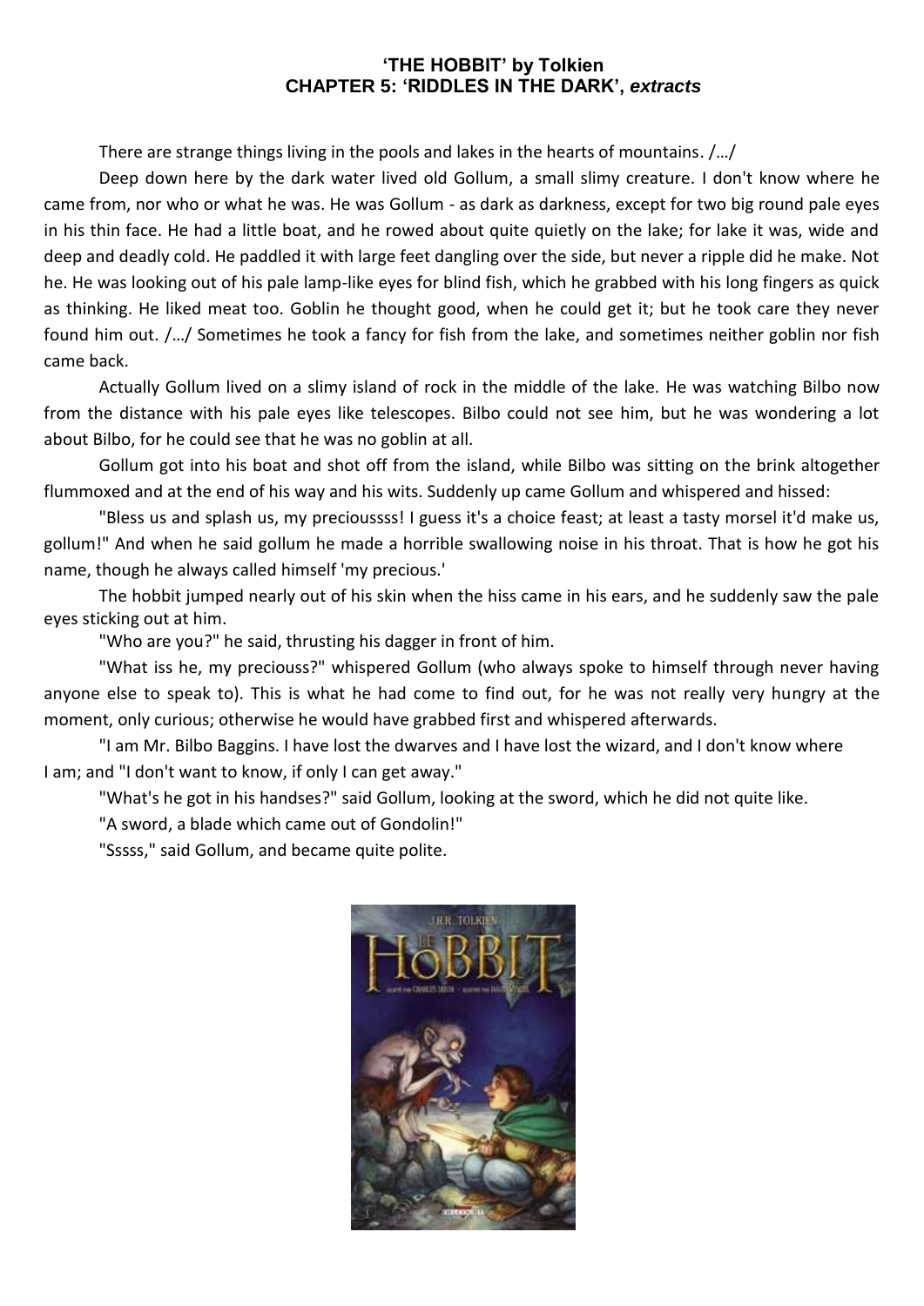**'THE HOBBIT' by Tolkien**
**CHAPTER 5: 'RIDDLES IN THE DARK', *extracts***

There are strange things living in the pools and lakes in the hearts of mountains. /…/

Deep down here by the dark water lived old Gollum, a small slimy creature. I don't know where he came from, nor who or what he was. He was Gollum - as dark as darkness, except for two big round pale eyes in his thin face. He had a little boat, and he rowed about quite quietly on the lake; for lake it was, wide and deep and deadly cold. He paddled it with large feet dangling over the side, but never a ripple did he make. Not he. He was looking out of his pale lamp-like eyes for blind fish, which he grabbed with his long fingers as quick as thinking. He liked meat too. Goblin he thought good, when he could get it; but he took care they never found him out. /…/ Sometimes he took a fancy for fish from the lake, and sometimes neither goblin nor fish came back.

Actually Gollum lived on a slimy island of rock in the middle of the lake. He was watching Bilbo now from the distance with his pale eyes like telescopes. Bilbo could not see him, but he was wondering a lot about Bilbo, for he could see that he was no goblin at all.

Gollum got into his boat and shot off from the island, while Bilbo was sitting on the brink altogether flummoxed and at the end of his way and his wits. Suddenly up came Gollum and whispered and hissed:

"Bless us and splash us, my precioussss! I guess it's a choice feast; at least a tasty morsel it'd make us, gollum!" And when he said gollum he made a horrible swallowing noise in his throat. That is how he got his name, though he always called himself 'my precious.'

The hobbit jumped nearly out of his skin when the hiss came in his ears, and he suddenly saw the pale eyes sticking out at him.

"Who are you?" he said, thrusting his dagger in front of him.

"What iss he, my preciouss?" whispered Gollum (who always spoke to himself through never having anyone else to speak to). This is what he had come to find out, for he was not really very hungry at the moment, only curious; otherwise he would have grabbed first and whispered afterwards.

"I am Mr. Bilbo Baggins. I have lost the dwarves and I have lost the wizard, and I don't know where I am; and "I don't want to know, if only I can get away."

"What's he got in his handses?" said Gollum, looking at the sword, which he did not quite like.

"A sword, a blade which came out of Gondolin!"

"Sssss," said Gollum, and became quite polite.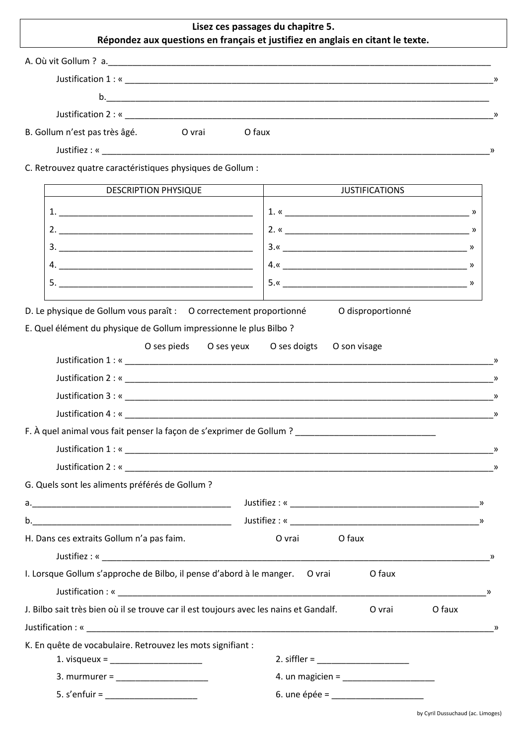**Lisez ces passages du chapitre 5.**
**Répondez aux questions en français et justifiez en anglais en citant le texte.**

A. Où vit Gollum ? a.______________________________________________________________________________

Justification 1 : « ______________________________________________________________________________»

b.______________________________________________________________________________

Justification 2 : « ______________________________________________________________________________»

B. Gollum n'est pas très âgé. O vrai O faux

Justifiez : « ______________________________________________________________________________»

C. Retrouvez quatre caractéristiques physiques de Gollum :

| DESCRIPTION PHYSIQUE | JUSTIFICATIONS |
|---|---|
| 1. ________________________________________ | 1. « ______________________________________ » |
| 2. ________________________________________ | 2. « ______________________________________ » |
| 3. ________________________________________ | 3.« ______________________________________ » |
| 4. ________________________________________ | 4.« ______________________________________ » |
| 5. ________________________________________ | 5.« ______________________________________ » |

D. Le physique de Gollum vous paraît : O correctement proportionné O disproportionné

E. Quel élément du physique de Gollum impressionne le plus Bilbo ?

O ses pieds O ses yeux O ses doigts O son visage

Justification 1 : « ______________________________________________________________________________»

Justification 2 : « ______________________________________________________________________________»

Justification 3 : « ______________________________________________________________________________»

Justification 4 : « ______________________________________________________________________________»

F. À quel animal vous fait penser la façon de s'exprimer de Gollum ? ______________________________

Justification 1 : « ______________________________________________________________________________»

Justification 2 : « ______________________________________________________________________________»

G. Quels sont les aliments préférés de Gollum ?

a.__________________________________________ Justifiez : « ________________________________________»

b.__________________________________________ Justifiez : « ________________________________________»

H. Dans ces extraits Gollum n'a pas faim. O vrai O faux

Justifiez : « ______________________________________________________________________________»

I. Lorsque Gollum s'approche de Bilbo, il pense d'abord à le manger. O vrai O faux

Justification : « ______________________________________________________________________________»

J. Bilbo sait très bien où il se trouve car il est toujours avec les nains et Gandalf. O vrai O faux

Justification : « ______________________________________________________________________________»

K. En quête de vocabulaire. Retrouvez les mots signifiant :

1. visqueux = ___________________ 2. siffler = ___________________

3. murmurer = ___________________ 4. un magicien = ___________________

5. s'enfuir = ___________________ 6. une épée = ___________________

by Cyril Dussuchaud (ac. Limoges)